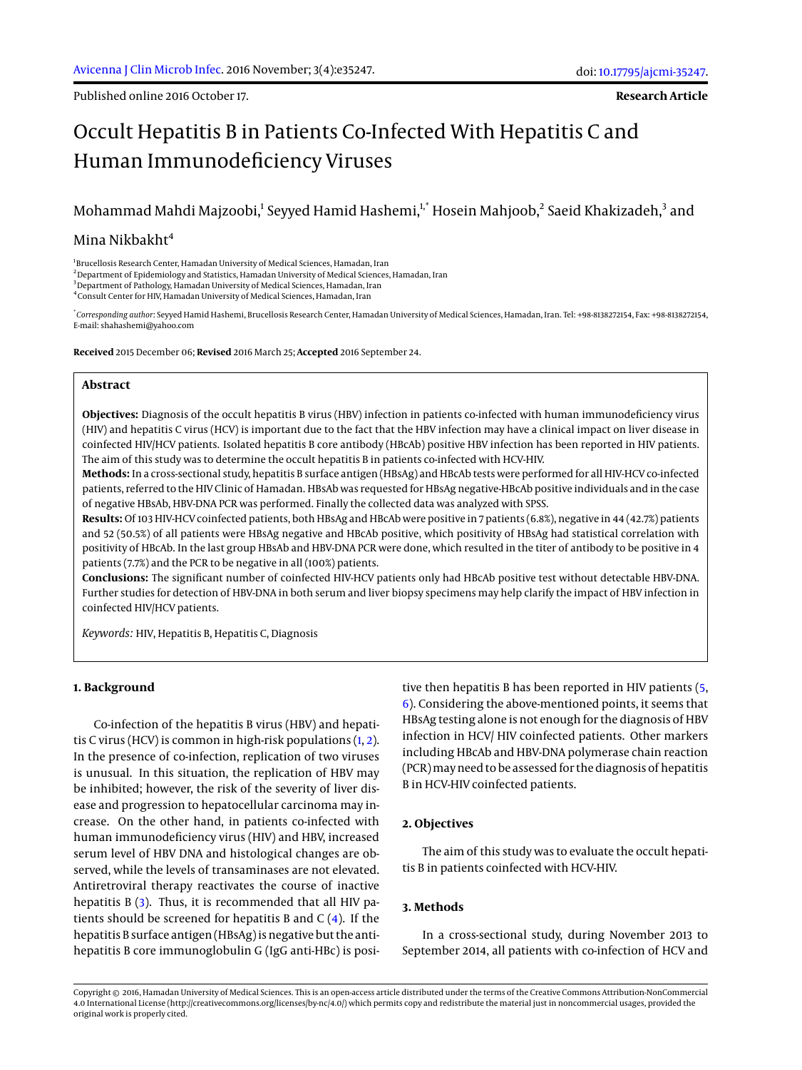Published online 2016 October 17.

**Research Article**

# Occult Hepatitis B in Patients Co-Infected With Hepatitis C and Human Immunodeficiency Viruses

Mohammad Mahdi Majzoobi,[1] Seyyed Hamid Hashemi,[1,*] Hosein Mahjoob,[2] Saeid Khakizadeh,[3] and Mina Nikbakht[4]

[1]Brucellosis Research Center, Hamadan University of Medical Sciences, Hamadan, Iran
[2]Department of Epidemiology and Statistics, Hamadan University of Medical Sciences, Hamadan, Iran
[3]Department of Pathology, Hamadan University of Medical Sciences, Hamadan, Iran
[4]Consult Center for HIV, Hamadan University of Medical Sciences, Hamadan, Iran

[*]*Corresponding author*: Seyyed Hamid Hashemi, Brucellosis Research Center, Hamadan University of Medical Sciences, Hamadan, Iran. Tel: +98-8138272154, Fax: +98-8138272154, E-mail: shahashemi@yahoo.com

**Received** 2015 December 06; **Revised** 2016 March 25; **Accepted** 2016 September 24.

## Abstract

**Objectives:** Diagnosis of the occult hepatitis B virus (HBV) infection in patients co-infected with human immunodeficiency virus (HIV) and hepatitis C virus (HCV) is important due to the fact that the HBV infection may have a clinical impact on liver disease in coinfected HIV/HCV patients. Isolated hepatitis B core antibody (HBcAb) positive HBV infection has been reported in HIV patients. The aim of this study was to determine the occult hepatitis B in patients co-infected with HCV-HIV.

**Methods:** In a cross-sectional study, hepatitis B surface antigen (HBsAg) and HBcAb tests were performed for all HIV-HCV co-infected patients, referred to the HIV Clinic of Hamadan. HBsAb was requested for HBsAg negative-HBcAb positive individuals and in the case of negative HBsAb, HBV-DNA PCR was performed. Finally the collected data was analyzed with SPSS.

**Results:** Of 103 HIV-HCV coinfected patients, both HBsAg and HBcAb were positive in 7 patients (6.8%), negative in 44 (42.7%) patients and 52 (50.5%) of all patients were HBsAg negative and HBcAb positive, which positivity of HBsAg had statistical correlation with positivity of HBcAb. In the last group HBsAb and HBV-DNA PCR were done, which resulted in the titer of antibody to be positive in 4 patients (7.7%) and the PCR to be negative in all (100%) patients.

**Conclusions:** The significant number of coinfected HIV-HCV patients only had HBcAb positive test without detectable HBV-DNA. Further studies for detection of HBV-DNA in both serum and liver biopsy specimens may help clarify the impact of HBV infection in coinfected HIV/HCV patients.

*Keywords:* HIV, Hepatitis B, Hepatitis C, Diagnosis

## 1. Background

Co-infection of the hepatitis B virus (HBV) and hepatitis C virus (HCV) is common in high-risk populations (1, 2). In the presence of co-infection, replication of two viruses is unusual. In this situation, the replication of HBV may be inhibited; however, the risk of the severity of liver disease and progression to hepatocellular carcinoma may increase. On the other hand, in patients co-infected with human immunodeficiency virus (HIV) and HBV, increased serum level of HBV DNA and histological changes are observed, while the levels of transaminases are not elevated. Antiretroviral therapy reactivates the course of inactive hepatitis B (3). Thus, it is recommended that all HIV patients should be screened for hepatitis B and C (4). If the hepatitis B surface antigen (HBsAg) is negative but the anti-hepatitis B core immunoglobulin G (IgG anti-HBc) is positive then hepatitis B has been reported in HIV patients (5, 6). Considering the above-mentioned points, it seems that HBsAg testing alone is not enough for the diagnosis of HBV infection in HCV/ HIV coinfected patients. Other markers including HBcAb and HBV-DNA polymerase chain reaction (PCR) may need to be assessed for the diagnosis of hepatitis B in HCV-HIV coinfected patients.

## 2. Objectives

The aim of this study was to evaluate the occult hepatitis B in patients coinfected with HCV-HIV.

## 3. Methods

In a cross-sectional study, during November 2013 to September 2014, all patients with co-infection of HCV and

Copyright © 2016, Hamadan University of Medical Sciences. This is an open-access article distributed under the terms of the Creative Commons Attribution-NonCommercial 4.0 International License (http://creativecommons.org/licenses/by-nc/4.0/) which permits copy and redistribute the material just in noncommercial usages, provided the original work is properly cited.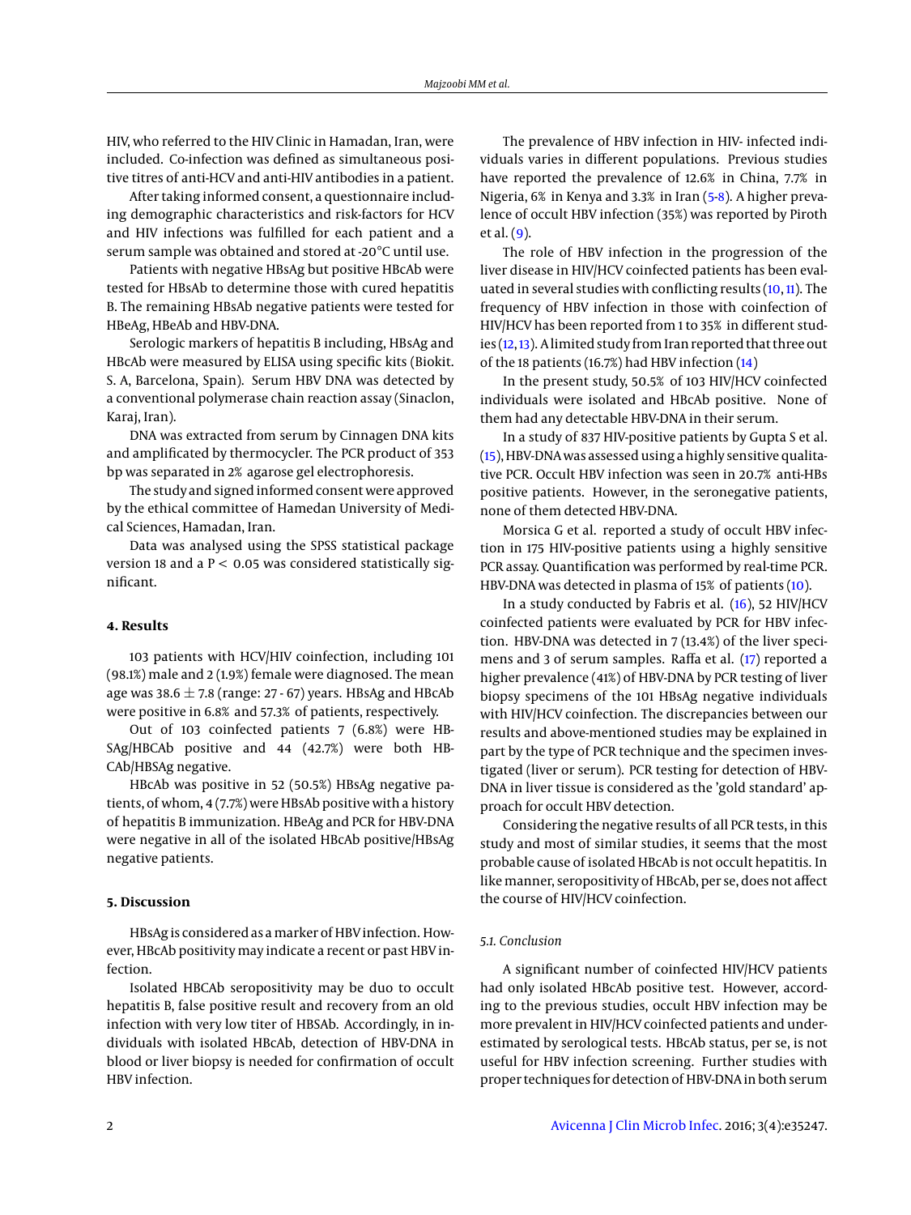HIV, who referred to the HIV Clinic in Hamadan, Iran, were included. Co-infection was defined as simultaneous positive titres of anti-HCV and anti-HIV antibodies in a patient.

After taking informed consent, a questionnaire including demographic characteristics and risk-factors for HCV and HIV infections was fulfilled for each patient and a serum sample was obtained and stored at -20°C until use.

Patients with negative HBsAg but positive HBcAb were tested for HBsAb to determine those with cured hepatitis B. The remaining HBsAb negative patients were tested for HBeAg, HBeAb and HBV-DNA.

Serologic markers of hepatitis B including, HBsAg and HBcAb were measured by ELISA using specific kits (Biokit. S. A, Barcelona, Spain). Serum HBV DNA was detected by a conventional polymerase chain reaction assay (Sinaclon, Karaj, Iran).

DNA was extracted from serum by Cinnagen DNA kits and amplificated by thermocycler. The PCR product of 353 bp was separated in 2% agarose gel electrophoresis.

The study and signed informed consent were approved by the ethical committee of Hamedan University of Medical Sciences, Hamadan, Iran.

Data was analysed using the SPSS statistical package version 18 and a $P < 0.05$ was considered statistically significant.

## 4. Results

103 patients with HCV/HIV coinfection, including 101 (98.1%) male and 2 (1.9%) female were diagnosed. The mean age was $38.6 \pm 7.8$ (range: 27 - 67) years. HBsAg and HBcAb were positive in 6.8% and 57.3% of patients, respectively.

Out of 103 coinfected patients 7 (6.8%) were HBSAg/HBCAb positive and 44 (42.7%) were both HBCAb/HBSAg negative.

HBcAb was positive in 52 (50.5%) HBsAg negative patients, of whom, 4 (7.7%) were HBsAb positive with a history of hepatitis B immunization. HBeAg and PCR for HBV-DNA were negative in all of the isolated HBcAb positive/HBsAg negative patients.

## 5. Discussion

HBsAg is considered as a marker of HBV infection. However, HBcAb positivity may indicate a recent or past HBV infection.

Isolated HBCAb seropositivity may be duo to occult hepatitis B, false positive result and recovery from an old infection with very low titer of HBSAb. Accordingly, in individuals with isolated HBcAb, detection of HBV-DNA in blood or liver biopsy is needed for confirmation of occult HBV infection.

The prevalence of HBV infection in HIV- infected individuals varies in different populations. Previous studies have reported the prevalence of 12.6% in China, 7.7% in Nigeria, 6% in Kenya and 3.3% in Iran (5-8). A higher prevalence of occult HBV infection (35%) was reported by Piroth et al. (9).

The role of HBV infection in the progression of the liver disease in HIV/HCV coinfected patients has been evaluated in several studies with conflicting results (10, 11). The frequency of HBV infection in those with coinfection of HIV/HCV has been reported from 1 to 35% in different studies (12, 13). A limited study from Iran reported that three out of the 18 patients (16.7%) had HBV infection (14)

In the present study, 50.5% of 103 HIV/HCV coinfected individuals were isolated and HBcAb positive. None of them had any detectable HBV-DNA in their serum.

In a study of 837 HIV-positive patients by Gupta S et al. (15), HBV-DNA was assessed using a highly sensitive qualitative PCR. Occult HBV infection was seen in 20.7% anti-HBs positive patients. However, in the seronegative patients, none of them detected HBV-DNA.

Morsica G et al. reported a study of occult HBV infection in 175 HIV-positive patients using a highly sensitive PCR assay. Quantification was performed by real-time PCR. HBV-DNA was detected in plasma of 15% of patients (10).

In a study conducted by Fabris et al. (16), 52 HIV/HCV coinfected patients were evaluated by PCR for HBV infection. HBV-DNA was detected in 7 (13.4%) of the liver specimens and 3 of serum samples. Raffa et al. (17) reported a higher prevalence (41%) of HBV-DNA by PCR testing of liver biopsy specimens of the 101 HBsAg negative individuals with HIV/HCV coinfection. The discrepancies between our results and above-mentioned studies may be explained in part by the type of PCR technique and the specimen investigated (liver or serum). PCR testing for detection of HBV-DNA in liver tissue is considered as the 'gold standard' approach for occult HBV detection.

Considering the negative results of all PCR tests, in this study and most of similar studies, it seems that the most probable cause of isolated HBcAb is not occult hepatitis. In like manner, seropositivity of HBcAb, per se, does not affect the course of HIV/HCV coinfection.

### 5.1. Conclusion

A significant number of coinfected HIV/HCV patients had only isolated HBcAb positive test. However, according to the previous studies, occult HBV infection may be more prevalent in HIV/HCV coinfected patients and underestimated by serological tests. HBcAb status, per se, is not useful for HBV infection screening. Further studies with proper techniques for detection of HBV-DNA in both serum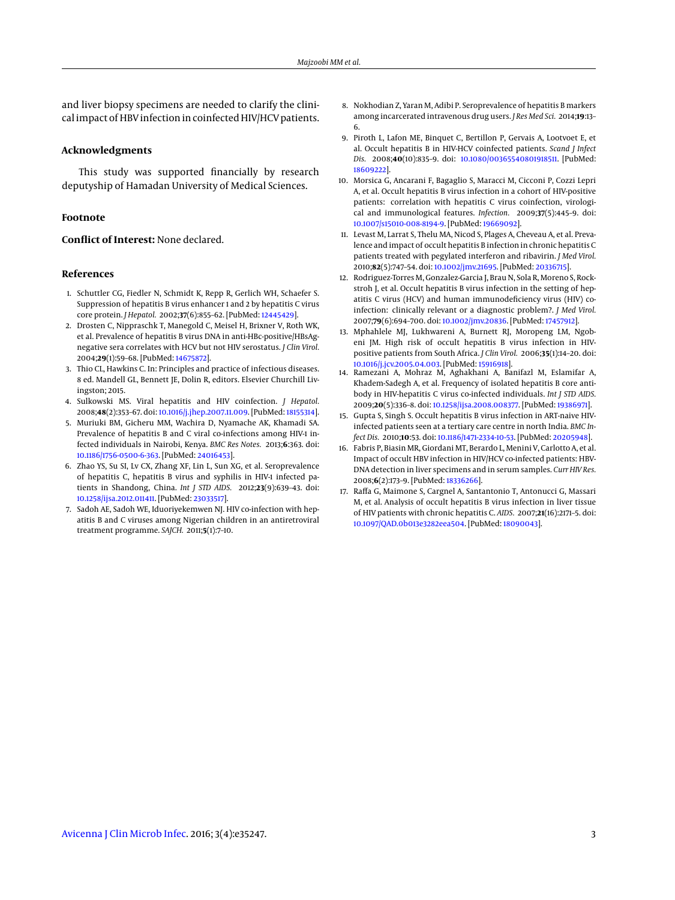and liver biopsy specimens are needed to clarify the clinical impact of HBV infection in coinfected HIV/HCV patients.

## Acknowledgments

This study was supported financially by research deputyship of Hamadan University of Medical Sciences.

## Footnote

**Conflict of Interest:** None declared.

## References

1. Schuttler CG, Fiedler N, Schmidt K, Repp R, Gerlich WH, Schaefer S. Suppression of hepatitis B virus enhancer 1 and 2 by hepatitis C virus core protein. *J Hepatol.* 2002;**37**(6):855–62. [PubMed: 12445429].
2. Drosten C, Nippraschk T, Manegold C, Meisel H, Brixner V, Roth WK, et al. Prevalence of hepatitis B virus DNA in anti-HBc-positive/HBsAg-negative sera correlates with HCV but not HIV serostatus. *J Clin Virol.* 2004;**29**(1):59–68. [PubMed: 14675872].
3. Thio CL, Hawkins C. In: Principles and practice of infectious diseases. 8 ed. Mandell GL, Bennett JE, Dolin R, editors. Elsevier Churchill Livingston; 2015.
4. Sulkowski MS. Viral hepatitis and HIV coinfection. *J Hepatol.* 2008;**48**(2):353–67. doi: 10.1016/j.jhep.2007.11.009. [PubMed: 18155314].
5. Muriuki BM, Gicheru MM, Wachira D, Nyamache AK, Khamadi SA. Prevalence of hepatitis B and C viral co-infections among HIV-1 infected individuals in Nairobi, Kenya. *BMC Res Notes.* 2013;**6**:363. doi: 10.1186/1756-0500-6-363. [PubMed: 24016453].
6. Zhao YS, Su SI, Lv CX, Zhang XF, Lin L, Sun XG, et al. Seroprevalence of hepatitis C, hepatitis B virus and syphilis in HIV-1 infected patients in Shandong, China. *Int J STD AIDS.* 2012;**23**(9):639–43. doi: 10.1258/ijsa.2012.011411. [PubMed: 23033517].
7. Sadoh AE, Sadoh WE, Iduoriyekemwen NJ. HIV co-infection with hepatitis B and C viruses among Nigerian children in an antiretroviral treatment programme. *SAJCH.* 2011;**5**(1):7–10.
8. Nokhodian Z, Yaran M, Adibi P. Seroprevalence of hepatitis B markers among incarcerated intravenous drug users. *J Res Med Sci.* 2014;**19**:13–6.
9. Piroth L, Lafon ME, Binquet C, Bertillon P, Gervais A, Lootvoet E, et al. Occult hepatitis B in HIV-HCV coinfected patients. *Scand J Infect Dis.* 2008;**40**(10):835–9. doi: 10.1080/00365540801918511. [PubMed: 18609222].
10. Morsica G, Ancarani F, Bagaglio S, Maracci M, Cicconi P, Cozzi Lepri A, et al. Occult hepatitis B virus infection in a cohort of HIV-positive patients: correlation with hepatitis C virus coinfection, virological and immunological features. *Infection.* 2009;**37**(5):445–9. doi: 10.1007/s15010-008-8194-9. [PubMed: 19669092].
11. Levast M, Larrat S, Thelu MA, Nicod S, Plages A, Cheveau A, et al. Prevalence and impact of occult hepatitis B infection in chronic hepatitis C patients treated with pegylated interferon and ribavirin. *J Med Virol.* 2010;**82**(5):747–54. doi: 10.1002/jmv.21695. [PubMed: 20336715].
12. Rodriguez-Torres M, Gonzalez-Garcia J, Brau N, Sola R, Moreno S, Rockstroh J, et al. Occult hepatitis B virus infection in the setting of hepatitis C virus (HCV) and human immunodeficiency virus (HIV) co-infection: clinically relevant or a diagnostic problem?. *J Med Virol.* 2007;**79**(6):694–700. doi: 10.1002/jmv.20836. [PubMed: 17457912].
13. Mphahlele MJ, Lukhwareni A, Burnett RJ, Moropeng LM, Ngobeni JM. High risk of occult hepatitis B virus infection in HIV-positive patients from South Africa. *J Clin Virol.* 2006;**35**(1):14–20. doi: 10.1016/j.jcv.2005.04.003. [PubMed: 15916918].
14. Ramezani A, Mohraz M, Aghakhani A, Banifazl M, Eslamifar A, Khadem-Sadegh A, et al. Frequency of isolated hepatitis B core antibody in HIV-hepatitis C virus co-infected individuals. *Int J STD AIDS.* 2009;**20**(5):336–8. doi: 10.1258/ijsa.2008.008377. [PubMed: 19386971].
15. Gupta S, Singh S. Occult hepatitis B virus infection in ART-naive HIV-infected patients seen at a tertiary care centre in north India. *BMC Infect Dis.* 2010;**10**:53. doi: 10.1186/1471-2334-10-53. [PubMed: 20205948].
16. Fabris P, Biasin MR, Giordani MT, Berardo L, Menini V, Carlotto A, et al. Impact of occult HBV infection in HIV/HCV co-infected patients: HBV-DNA detection in liver specimens and in serum samples. *Curr HIV Res.* 2008;**6**(2):173–9. [PubMed: 18336266].
17. Raffa G, Maimone S, Cargnel A, Santantonio T, Antonucci G, Massari M, et al. Analysis of occult hepatitis B virus infection in liver tissue of HIV patients with chronic hepatitis C. *AIDS.* 2007;**21**(16):2171–5. doi: 10.1097/QAD.0b013e3282eea504. [PubMed: 18090043].